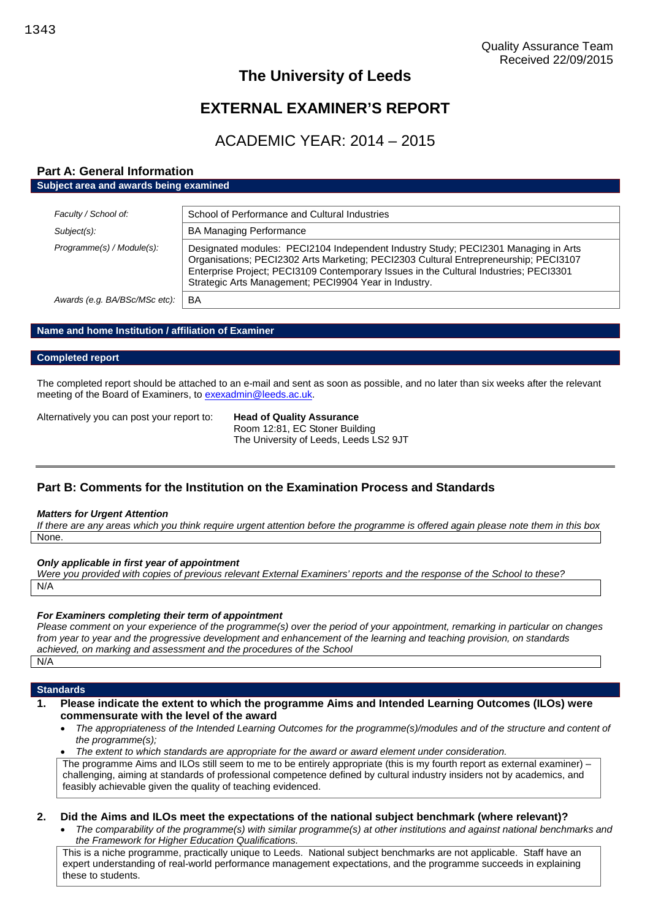1343

Quality Assurance Team
Received 22/09/2015

# The University of Leeds

# EXTERNAL EXAMINER'S REPORT

## ACADEMIC YEAR: 2014 – 2015

## Part A: General Information

**Subject area and awards being examined**

| | |
|---|---|
| *Faculty / School of:* | School of Performance and Cultural Industries |
| *Subject(s):* | BA Managing Performance |
| *Programme(s) / Module(s):* | Designated modules: PECI2104 Independent Industry Study; PECI2301 Managing in Arts Organisations; PECI2302 Arts Marketing; PECI2303 Cultural Entrepreneurship; PECI3107 Enterprise Project; PECI3109 Contemporary Issues in the Cultural Industries; PECI3301 Strategic Arts Management; PECI9904 Year in Industry. |
| *Awards (e.g. BA/BSc/MSc etc):* | BA |

**Name and home Institution / affiliation of Examiner**

**Completed report**

The completed report should be attached to an e-mail and sent as soon as possible, and no later than six weeks after the relevant meeting of the Board of Examiners, to exexadmin@leeds.ac.uk.

Alternatively you can post your report to: **Head of Quality Assurance**
Room 12:81, EC Stoner Building
The University of Leeds, Leeds LS2 9JT

## Part B: Comments for the Institution on the Examination Process and Standards

***Matters for Urgent Attention***

*If there are any areas which you think require urgent attention before the programme is offered again please note them in this box*

None.

***Only applicable in first year of appointment***

*Were you provided with copies of previous relevant External Examiners' reports and the response of the School to these?*

N/A

***For Examiners completing their term of appointment***

*Please comment on your experience of the programme(s) over the period of your appointment, remarking in particular on changes from year to year and the progressive development and enhancement of the learning and teaching provision, on standards achieved, on marking and assessment and the procedures of the School*

N/A

**Standards**

1. **Please indicate the extent to which the programme Aims and Intended Learning Outcomes (ILOs) were commensurate with the level of the award**
   - *The appropriateness of the Intended Learning Outcomes for the programme(s)/modules and of the structure and content of the programme(s);*
   - *The extent to which standards are appropriate for the award or award element under consideration.*

   The programme Aims and ILOs still seem to me to be entirely appropriate (this is my fourth report as external examiner) – challenging, aiming at standards of professional competence defined by cultural industry insiders not by academics, and feasibly achievable given the quality of teaching evidenced.

2. **Did the Aims and ILOs meet the expectations of the national subject benchmark (where relevant)?**
   - *The comparability of the programme(s) with similar programme(s) at other institutions and against national benchmarks and the Framework for Higher Education Qualifications.*

   This is a niche programme, practically unique to Leeds. National subject benchmarks are not applicable. Staff have an expert understanding of real-world performance management expectations, and the programme succeeds in explaining these to students.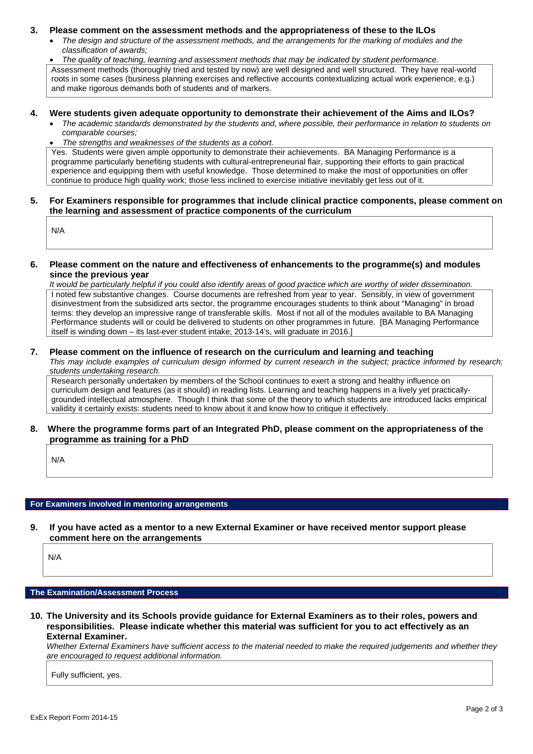**3. Please comment on the assessment methods and the appropriateness of these to the ILOs**

- *The design and structure of the assessment methods, and the arrangements for the marking of modules and the classification of awards;*
- *The quality of teaching, learning and assessment methods that may be indicated by student performance.*

Assessment methods (thoroughly tried and tested by now) are well designed and well structured. They have real-world roots in some cases (business planning exercises and reflective accounts contextualizing actual work experience, e.g.) and make rigorous demands both of students and of markers.

**4. Were students given adequate opportunity to demonstrate their achievement of the Aims and ILOs?**

- *The academic standards demonstrated by the students and, where possible, their performance in relation to students on comparable courses;*
- *The strengths and weaknesses of the students as a cohort.*

Yes. Students were given ample opportunity to demonstrate their achievements. BA Managing Performance is a programme particularly benefiting students with cultural-entrepreneurial flair, supporting their efforts to gain practical experience and equipping them with useful knowledge. Those determined to make the most of opportunities on offer continue to produce high quality work; those less inclined to exercise initiative inevitably get less out of it.

**5. For Examiners responsible for programmes that include clinical practice components, please comment on the learning and assessment of practice components of the curriculum**

N/A

**6. Please comment on the nature and effectiveness of enhancements to the programme(s) and modules since the previous year**

*It would be particularly helpful if you could also identify areas of good practice which are worthy of wider dissemination.*

I noted few substantive changes. Course documents are refreshed from year to year. Sensibly, in view of government disinvestment from the subsidized arts sector, the programme encourages students to think about "Managing" in broad terms: they develop an impressive range of transferable skills. Most if not all of the modules available to BA Managing Performance students will or could be delivered to students on other programmes in future. [BA Managing Performance itself is winding down – its last-ever student intake, 2013-14's, will graduate in 2016.]

**7. Please comment on the influence of research on the curriculum and learning and teaching**

*This may include examples of curriculum design informed by current research in the subject; practice informed by research; students undertaking research.*

Research personally undertaken by members of the School continues to exert a strong and healthy influence on curriculum design and features (as it should) in reading lists. Learning and teaching happens in a lively yet practically-grounded intellectual atmosphere. Though I think that some of the theory to which students are introduced lacks empirical validity it certainly exists: students need to know about it and know how to critique it effectively.

**8. Where the programme forms part of an Integrated PhD, please comment on the appropriateness of the programme as training for a PhD**

N/A

## For Examiners involved in mentoring arrangements

**9. If you have acted as a mentor to a new External Examiner or have received mentor support please comment here on the arrangements**

N/A

## The Examination/Assessment Process

**10. The University and its Schools provide guidance for External Examiners as to their roles, powers and responsibilities. Please indicate whether this material was sufficient for you to act effectively as an External Examiner.**

*Whether External Examiners have sufficient access to the material needed to make the required judgements and whether they are encouraged to request additional information.*

Fully sufficient, yes.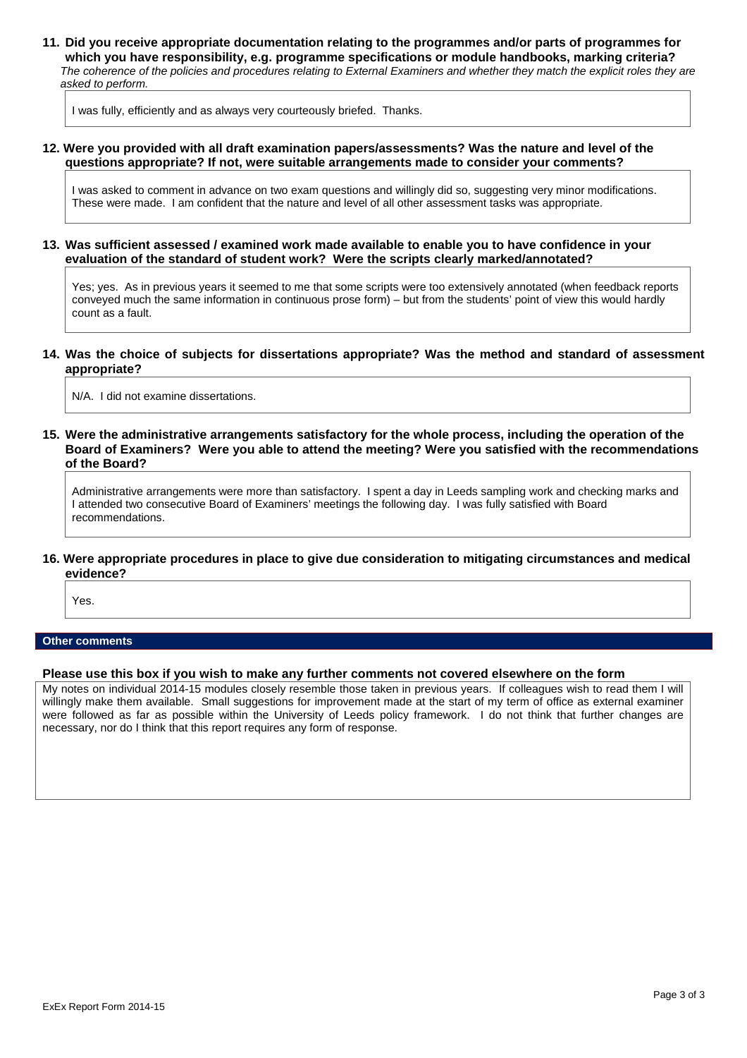**11. Did you receive appropriate documentation relating to the programmes and/or parts of programmes for which you have responsibility, e.g. programme specifications or module handbooks, marking criteria?**

*The coherence of the policies and procedures relating to External Examiners and whether they match the explicit roles they are asked to perform.*

I was fully, efficiently and as always very courteously briefed. Thanks.

**12. Were you provided with all draft examination papers/assessments? Was the nature and level of the questions appropriate? If not, were suitable arrangements made to consider your comments?**

I was asked to comment in advance on two exam questions and willingly did so, suggesting very minor modifications. These were made. I am confident that the nature and level of all other assessment tasks was appropriate.

**13. Was sufficient assessed / examined work made available to enable you to have confidence in your evaluation of the standard of student work? Were the scripts clearly marked/annotated?**

Yes; yes. As in previous years it seemed to me that some scripts were too extensively annotated (when feedback reports conveyed much the same information in continuous prose form) – but from the students' point of view this would hardly count as a fault.

**14. Was the choice of subjects for dissertations appropriate? Was the method and standard of assessment appropriate?**

N/A. I did not examine dissertations.

**15. Were the administrative arrangements satisfactory for the whole process, including the operation of the Board of Examiners? Were you able to attend the meeting? Were you satisfied with the recommendations of the Board?**

Administrative arrangements were more than satisfactory. I spent a day in Leeds sampling work and checking marks and I attended two consecutive Board of Examiners' meetings the following day. I was fully satisfied with Board recommendations.

**16. Were appropriate procedures in place to give due consideration to mitigating circumstances and medical evidence?**

Yes.

## Other comments

**Please use this box if you wish to make any further comments not covered elsewhere on the form**

My notes on individual 2014-15 modules closely resemble those taken in previous years. If colleagues wish to read them I will willingly make them available. Small suggestions for improvement made at the start of my term of office as external examiner were followed as far as possible within the University of Leeds policy framework. I do not think that further changes are necessary, nor do I think that this report requires any form of response.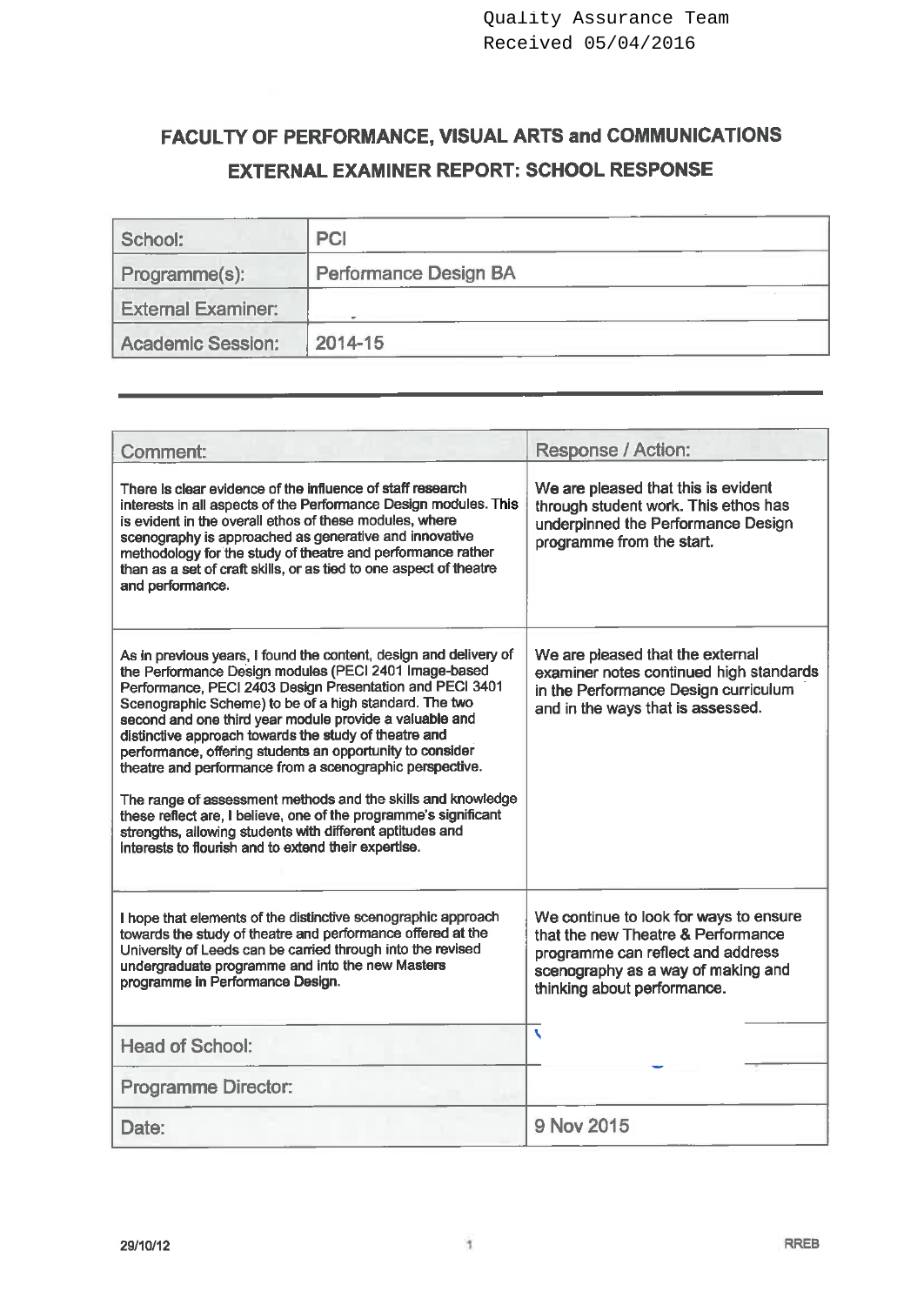Quality Assurance Team
Received 05/04/2016

# FACULTY OF PERFORMANCE, VISUAL ARTS and COMMUNICATIONS
## EXTERNAL EXAMINER REPORT: SCHOOL RESPONSE

| | |
|---|---|
| School: | PCI |
| Programme(s): | Performance Design BA |
| External Examiner: | |
| Academic Session: | 2014-15 |

| Comment: | Response / Action: |
|---|---|
| There is clear evidence of the influence of staff research interests in all aspects of the Performance Design modules. This is evident in the overall ethos of these modules, where scenography is approached as generative and innovative methodology for the study of theatre and performance rather than as a set of craft skills, or as tied to one aspect of theatre and performance. | We are pleased that this is evident through student work. This ethos has underpinned the Performance Design programme from the start. |
| As in previous years, I found the content, design and delivery of the Performance Design modules (PECI 2401 Image-based Performance, PECI 2403 Design Presentation and PECI 3401 Scenographic Scheme) to be of a high standard. The two second and one third year module provide a valuable and distinctive approach towards the study of theatre and performance, offering students an opportunity to consider theatre and performance from a scenographic perspective.<br><br>The range of assessment methods and the skills and knowledge these reflect are, I believe, one of the programme's significant strengths, allowing students with different aptitudes and interests to flourish and to extend their expertise. | We are pleased that the external examiner notes continued high standards in the Performance Design curriculum and in the ways that is assessed. |
| I hope that elements of the distinctive scenographic approach towards the study of theatre and performance offered at the University of Leeds can be carried through into the revised undergraduate programme and into the new Masters programme in Performance Design. | We continue to look for ways to ensure that the new Theatre & Performance programme can reflect and address scenography as a way of making and thinking about performance. |
| Head of School: | |
| Programme Director: | |
| Date: | 9 Nov 2015 |

29/10/12 RREB